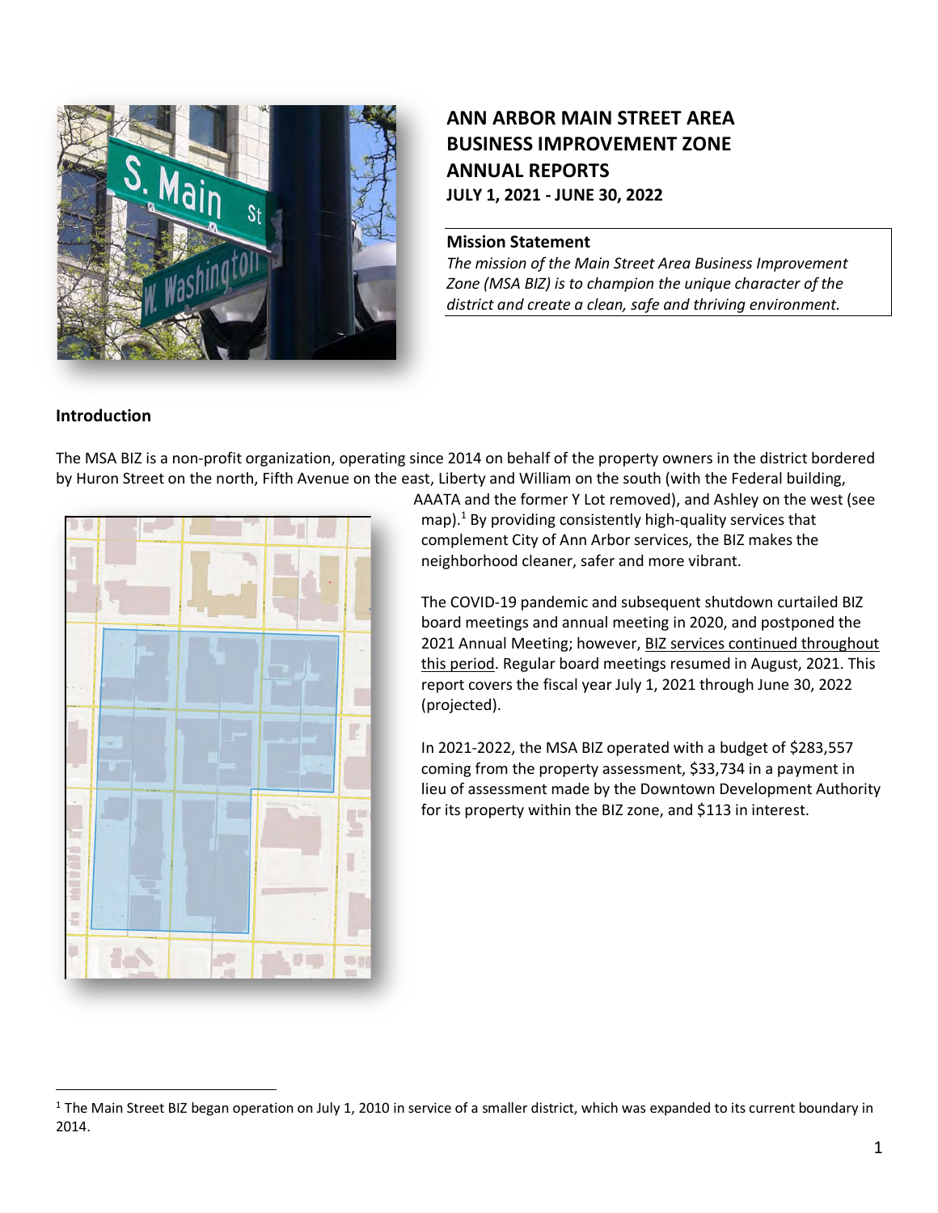# ANN ARBOR MAIN STREET AREA BUSINESS IMPROVEMENT ZONE ANNUAL REPORTS

**JULY 1, 2021 - JUNE 30, 2022**

**Mission Statement**

*The mission of the Main Street Area Business Improvement Zone (MSA BIZ) is to champion the unique character of the district and create a clean, safe and thriving environment.*

## Introduction

The MSA BIZ is a non-profit organization, operating since 2014 on behalf of the property owners in the district bordered by Huron Street on the north, Fifth Avenue on the east, Liberty and William on the south (with the Federal building, AAATA and the former Y Lot removed), and Ashley on the west (see map).[1] By providing consistently high-quality services that complement City of Ann Arbor services, the BIZ makes the neighborhood cleaner, safer and more vibrant.

The COVID-19 pandemic and subsequent shutdown curtailed BIZ board meetings and annual meeting in 2020, and postponed the 2021 Annual Meeting; however, BIZ services continued throughout this period. Regular board meetings resumed in August, 2021. This report covers the fiscal year July 1, 2021 through June 30, 2022 (projected).

In 2021-2022, the MSA BIZ operated with a budget of $283,557 coming from the property assessment, $33,734 in a payment in lieu of assessment made by the Downtown Development Authority for its property within the BIZ zone, and $113 in interest.

[1] The Main Street BIZ began operation on July 1, 2010 in service of a smaller district, which was expanded to its current boundary in 2014.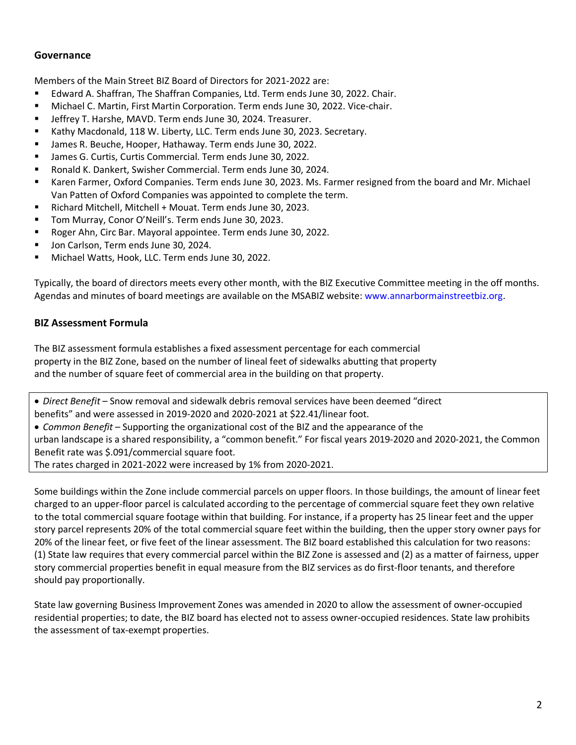## Governance

Members of the Main Street BIZ Board of Directors for 2021-2022 are:

- Edward A. Shaffran, The Shaffran Companies, Ltd. Term ends June 30, 2022. Chair.
- Michael C. Martin, First Martin Corporation. Term ends June 30, 2022. Vice-chair.
- Jeffrey T. Harshe, MAVD. Term ends June 30, 2024. Treasurer.
- Kathy Macdonald, 118 W. Liberty, LLC. Term ends June 30, 2023. Secretary.
- James R. Beuche, Hooper, Hathaway. Term ends June 30, 2022.
- James G. Curtis, Curtis Commercial. Term ends June 30, 2022.
- Ronald K. Dankert, Swisher Commercial. Term ends June 30, 2024.
- Karen Farmer, Oxford Companies. Term ends June 30, 2023. Ms. Farmer resigned from the board and Mr. Michael Van Patten of Oxford Companies was appointed to complete the term.
- Richard Mitchell, Mitchell + Mouat. Term ends June 30, 2023.
- Tom Murray, Conor O'Neill's. Term ends June 30, 2023.
- Roger Ahn, Circ Bar. Mayoral appointee. Term ends June 30, 2022.
- Jon Carlson, Term ends June 30, 2024.
- Michael Watts, Hook, LLC. Term ends June 30, 2022.

Typically, the board of directors meets every other month, with the BIZ Executive Committee meeting in the off months. Agendas and minutes of board meetings are available on the MSABIZ website: www.annarbormainstreetbiz.org.

## BIZ Assessment Formula

The BIZ assessment formula establishes a fixed assessment percentage for each commercial property in the BIZ Zone, based on the number of lineal feet of sidewalks abutting that property and the number of square feet of commercial area in the building on that property.

- *Direct Benefit* – Snow removal and sidewalk debris removal services have been deemed "direct benefits" and were assessed in 2019-2020 and 2020-2021 at $22.41/linear foot.
- *Common Benefit* – Supporting the organizational cost of the BIZ and the appearance of the urban landscape is a shared responsibility, a "common benefit." For fiscal years 2019-2020 and 2020-2021, the Common Benefit rate was $.091/commercial square foot.

The rates charged in 2021-2022 were increased by 1% from 2020-2021.

Some buildings within the Zone include commercial parcels on upper floors. In those buildings, the amount of linear feet charged to an upper-floor parcel is calculated according to the percentage of commercial square feet they own relative to the total commercial square footage within that building. For instance, if a property has 25 linear feet and the upper story parcel represents 20% of the total commercial square feet within the building, then the upper story owner pays for 20% of the linear feet, or five feet of the linear assessment. The BIZ board established this calculation for two reasons: (1) State law requires that every commercial parcel within the BIZ Zone is assessed and (2) as a matter of fairness, upper story commercial properties benefit in equal measure from the BIZ services as do first-floor tenants, and therefore should pay proportionally.

State law governing Business Improvement Zones was amended in 2020 to allow the assessment of owner-occupied residential properties; to date, the BIZ board has elected not to assess owner-occupied residences. State law prohibits the assessment of tax-exempt properties.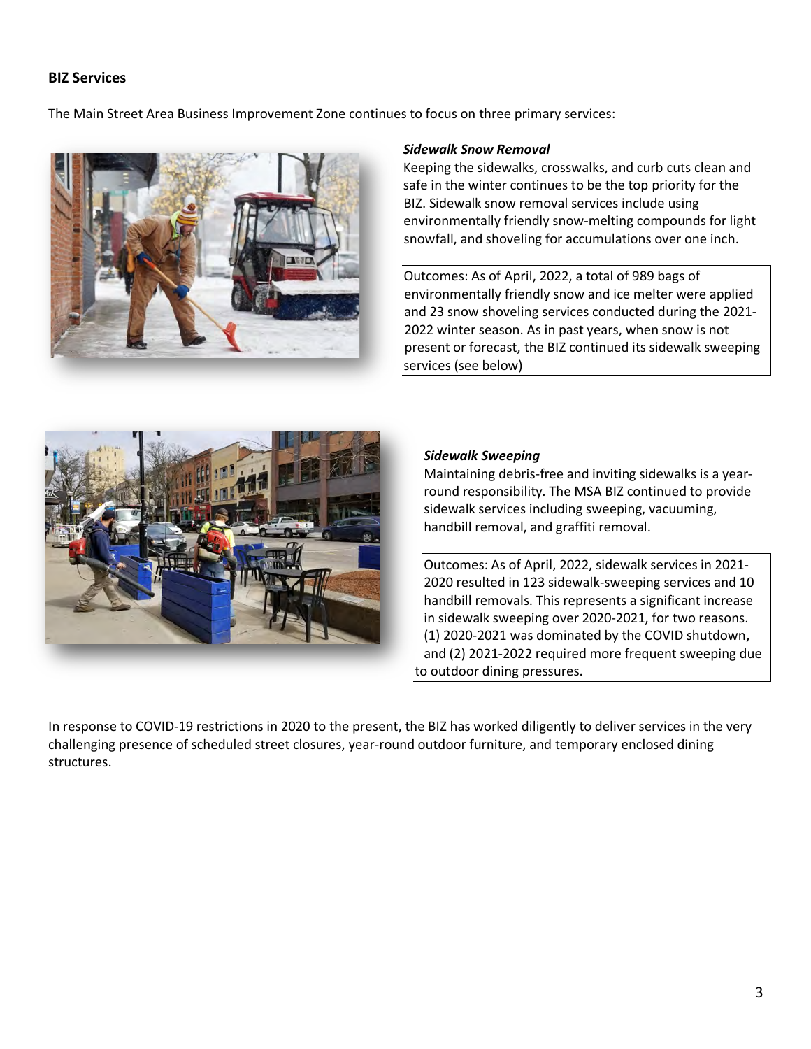## BIZ Services

The Main Street Area Business Improvement Zone continues to focus on three primary services:

### *Sidewalk Snow Removal*

Keeping the sidewalks, crosswalks, and curb cuts clean and safe in the winter continues to be the top priority for the BIZ. Sidewalk snow removal services include using environmentally friendly snow-melting compounds for light snowfall, and shoveling for accumulations over one inch.

Outcomes: As of April, 2022, a total of 989 bags of environmentally friendly snow and ice melter were applied and 23 snow shoveling services conducted during the 2021-2022 winter season. As in past years, when snow is not present or forecast, the BIZ continued its sidewalk sweeping services (see below)

### *Sidewalk Sweeping*

Maintaining debris-free and inviting sidewalks is a year-round responsibility. The MSA BIZ continued to provide sidewalk services including sweeping, vacuuming, handbill removal, and graffiti removal.

Outcomes: As of April, 2022, sidewalk services in 2021-2020 resulted in 123 sidewalk-sweeping services and 10 handbill removals. This represents a significant increase in sidewalk sweeping over 2020-2021, for two reasons. (1) 2020-2021 was dominated by the COVID shutdown, and (2) 2021-2022 required more frequent sweeping due to outdoor dining pressures.

In response to COVID-19 restrictions in 2020 to the present, the BIZ has worked diligently to deliver services in the very challenging presence of scheduled street closures, year-round outdoor furniture, and temporary enclosed dining structures.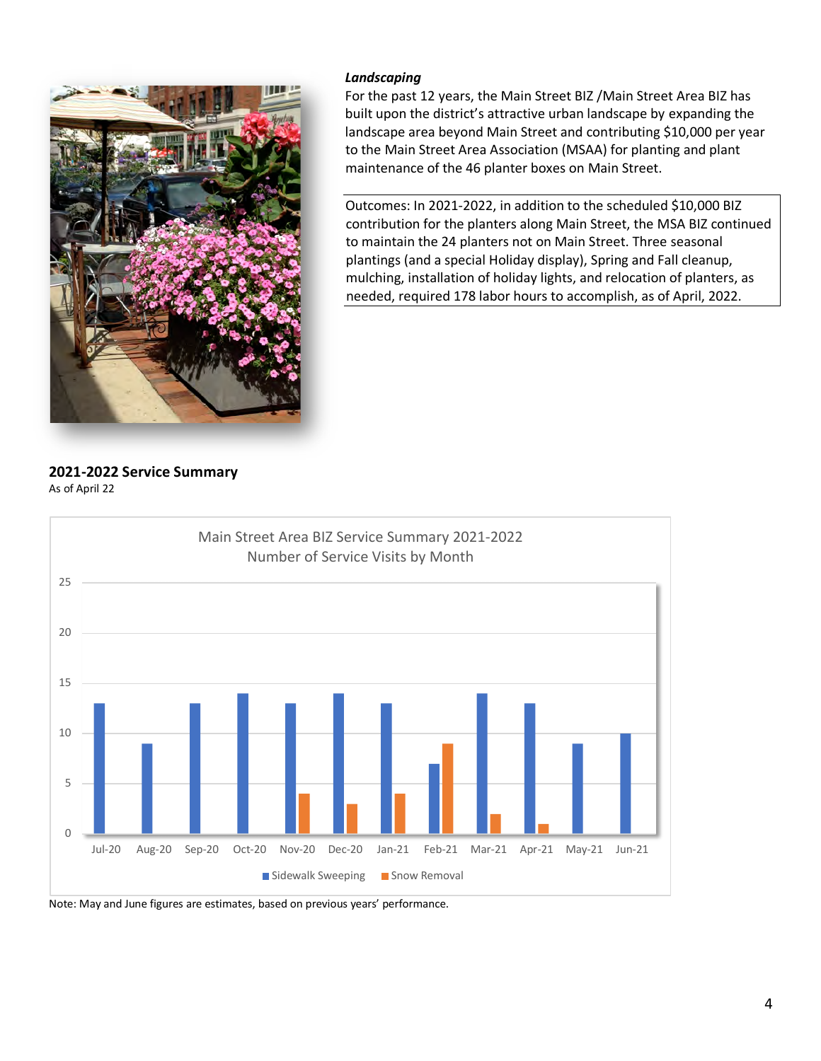### *Landscaping*

For the past 12 years, the Main Street BIZ /Main Street Area BIZ has built upon the district's attractive urban landscape by expanding the landscape area beyond Main Street and contributing $10,000 per year to the Main Street Area Association (MSAA) for planting and plant maintenance of the 46 planter boxes on Main Street.

Outcomes: In 2021-2022, in addition to the scheduled $10,000 BIZ contribution for the planters along Main Street, the MSA BIZ continued to maintain the 24 planters not on Main Street. Three seasonal plantings (and a special Holiday display), Spring and Fall cleanup, mulching, installation of holiday lights, and relocation of planters, as needed, required 178 labor hours to accomplish, as of April, 2022.

## 2021-2022 Service Summary

As of April 22

Main Street Area BIZ Service Summary 2021-2022
Number of Service Visits by Month

| Month | Sidewalk Sweeping | Snow Removal |
|---|---|---|
| Jul-20 | 13 | |
| Aug-20 | 9 | |
| Sep-20 | 13 | |
| Oct-20 | 14 | |
| Nov-20 | 13 | 4 |
| Dec-20 | 14 | 3 |
| Jan-21 | 13 | 4 |
| Feb-21 | 7 | 9 |
| Mar-21 | 14 | 2 |
| Apr-21 | 13 | 1 |
| May-21 | 9 | |
| Jun-21 | 10 | |

Note: May and June figures are estimates, based on previous years' performance.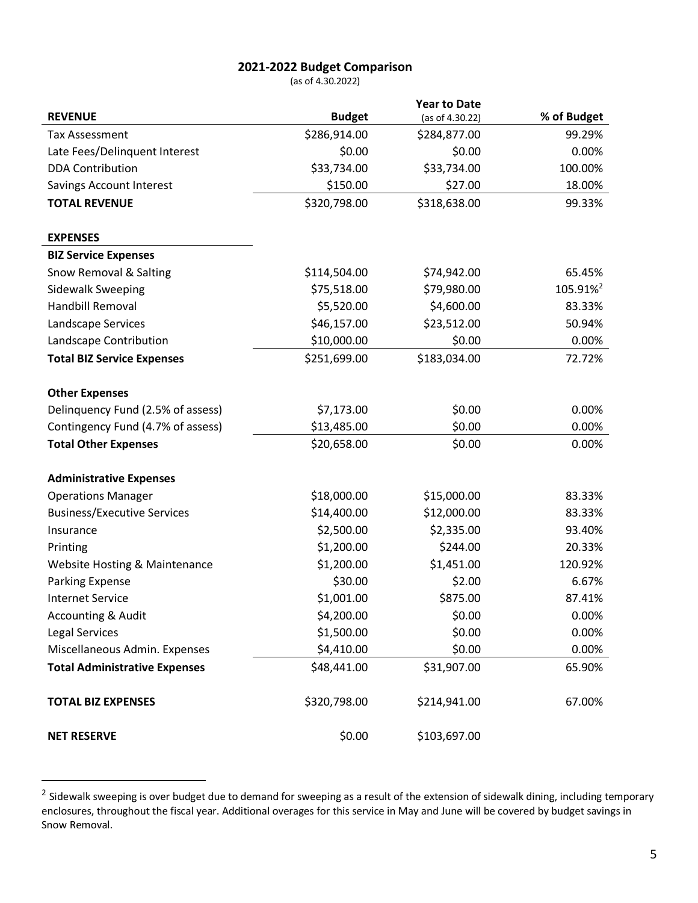## 2021-2022 Budget Comparison

(as of 4.30.2022)

| REVENUE | Budget | Year to Date (as of 4.30.22) | % of Budget |
|---|---|---|---|
| Tax Assessment | $286,914.00 | $284,877.00 | 99.29% |
| Late Fees/Delinquent Interest | $0.00 | $0.00 | 0.00% |
| DDA Contribution | $33,734.00 | $33,734.00 | 100.00% |
| Savings Account Interest | $150.00 | $27.00 | 18.00% |
| **TOTAL REVENUE** | $320,798.00 | $318,638.00 | 99.33% |
| | | | |
| **EXPENSES** | | | |
| **BIZ Service Expenses** | | | |
| Snow Removal & Salting | $114,504.00 | $74,942.00 | 65.45% |
| Sidewalk Sweeping | $75,518.00 | $79,980.00 | 105.91%[2] |
| Handbill Removal | $5,520.00 | $4,600.00 | 83.33% |
| Landscape Services | $46,157.00 | $23,512.00 | 50.94% |
| Landscape Contribution | $10,000.00 | $0.00 | 0.00% |
| **Total BIZ Service Expenses** | $251,699.00 | $183,034.00 | 72.72% |
| | | | |
| **Other Expenses** | | | |
| Delinquency Fund (2.5% of assess) | $7,173.00 | $0.00 | 0.00% |
| Contingency Fund (4.7% of assess) | $13,485.00 | $0.00 | 0.00% |
| **Total Other Expenses** | $20,658.00 | $0.00 | 0.00% |
| | | | |
| **Administrative Expenses** | | | |
| Operations Manager | $18,000.00 | $15,000.00 | 83.33% |
| Business/Executive Services | $14,400.00 | $12,000.00 | 83.33% |
| Insurance | $2,500.00 | $2,335.00 | 93.40% |
| Printing | $1,200.00 | $244.00 | 20.33% |
| Website Hosting & Maintenance | $1,200.00 | $1,451.00 | 120.92% |
| Parking Expense | $30.00 | $2.00 | 6.67% |
| Internet Service | $1,001.00 | $875.00 | 87.41% |
| Accounting & Audit | $4,200.00 | $0.00 | 0.00% |
| Legal Services | $1,500.00 | $0.00 | 0.00% |
| Miscellaneous Admin. Expenses | $4,410.00 | $0.00 | 0.00% |
| **Total Administrative Expenses** | $48,441.00 | $31,907.00 | 65.90% |
| | | | |
| **TOTAL BIZ EXPENSES** | $320,798.00 | $214,941.00 | 67.00% |
| | | | |
| **NET RESERVE** | $0.00 | $103,697.00 | |

[2] Sidewalk sweeping is over budget due to demand for sweeping as a result of the extension of sidewalk dining, including temporary enclosures, throughout the fiscal year. Additional overages for this service in May and June will be covered by budget savings in Snow Removal.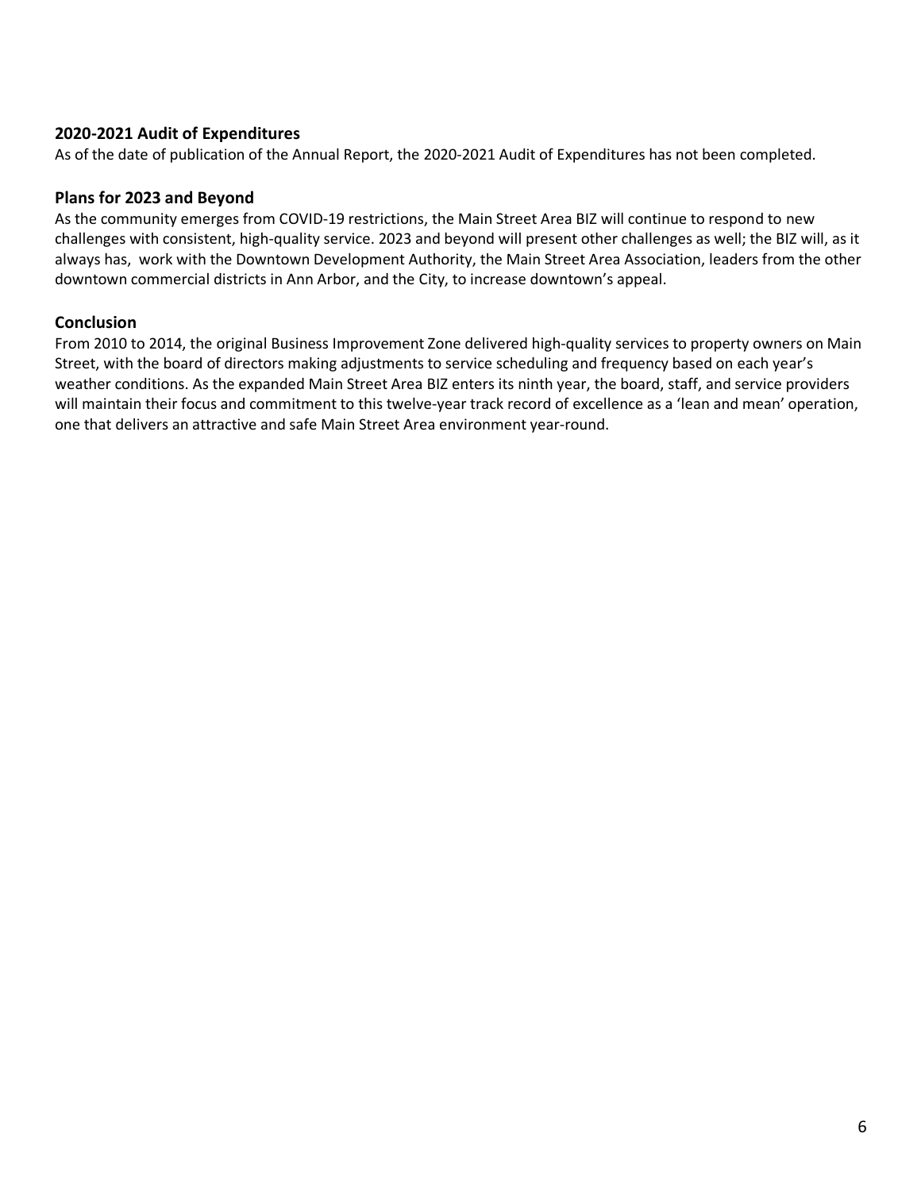### 2020-2021 Audit of Expenditures

As of the date of publication of the Annual Report, the 2020-2021 Audit of Expenditures has not been completed.

### Plans for 2023 and Beyond

As the community emerges from COVID-19 restrictions, the Main Street Area BIZ will continue to respond to new challenges with consistent, high-quality service. 2023 and beyond will present other challenges as well; the BIZ will, as it always has, work with the Downtown Development Authority, the Main Street Area Association, leaders from the other downtown commercial districts in Ann Arbor, and the City, to increase downtown's appeal.

### Conclusion

From 2010 to 2014, the original Business Improvement Zone delivered high-quality services to property owners on Main Street, with the board of directors making adjustments to service scheduling and frequency based on each year's weather conditions. As the expanded Main Street Area BIZ enters its ninth year, the board, staff, and service providers will maintain their focus and commitment to this twelve-year track record of excellence as a 'lean and mean' operation, one that delivers an attractive and safe Main Street Area environment year-round.